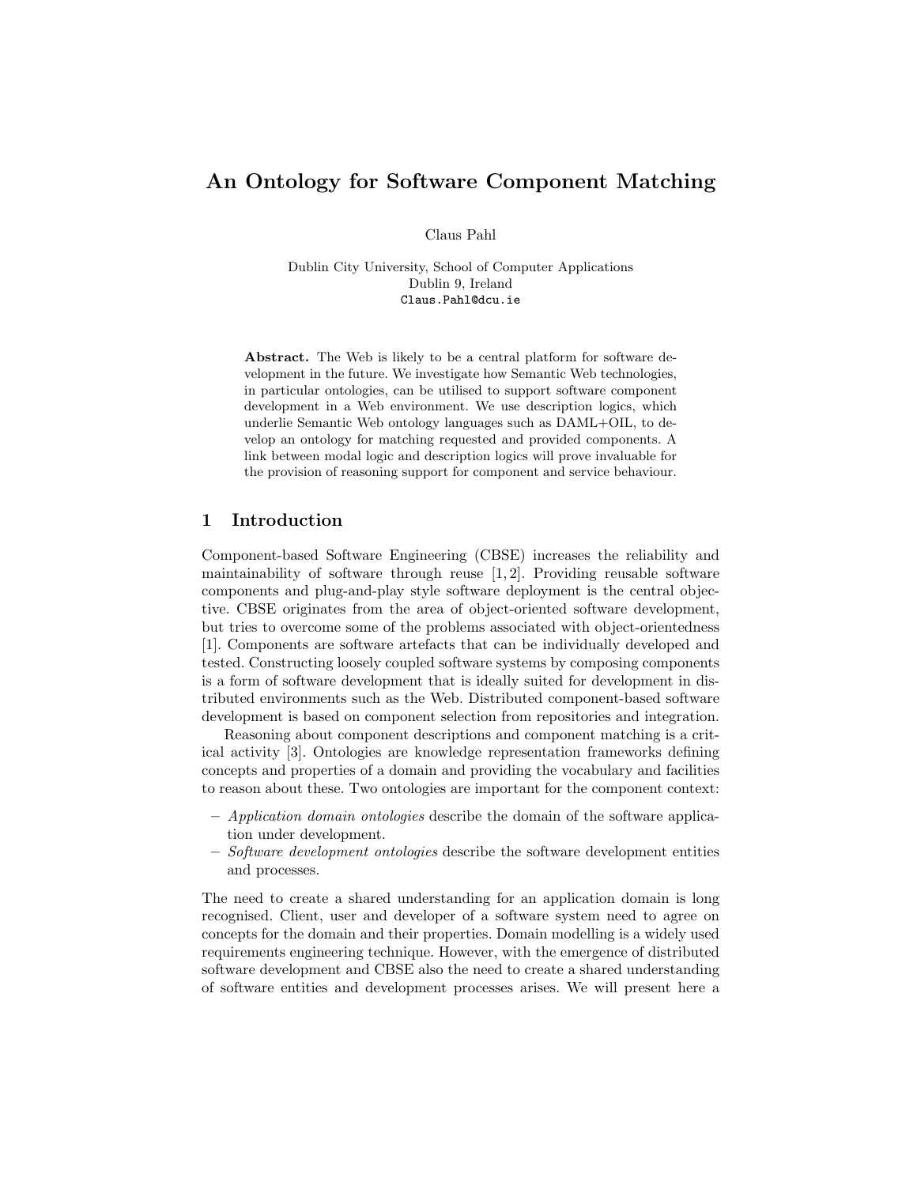# An Ontology for Software Component Matching

Claus Pahl

Dublin City University, School of Computer Applications
Dublin 9, Ireland
Claus.Pahl@dcu.ie

**Abstract.** The Web is likely to be a central platform for software development in the future. We investigate how Semantic Web technologies, in particular ontologies, can be utilised to support software component development in a Web environment. We use description logics, which underlie Semantic Web ontology languages such as DAML+OIL, to develop an ontology for matching requested and provided components. A link between modal logic and description logics will prove invaluable for the provision of reasoning support for component and service behaviour.

## 1 Introduction

Component-based Software Engineering (CBSE) increases the reliability and maintainability of software through reuse [1, 2]. Providing reusable software components and plug-and-play style software deployment is the central objective. CBSE originates from the area of object-oriented software development, but tries to overcome some of the problems associated with object-orientedness [1]. Components are software artefacts that can be individually developed and tested. Constructing loosely coupled software systems by composing components is a form of software development that is ideally suited for development in distributed environments such as the Web. Distributed component-based software development is based on component selection from repositories and integration.

Reasoning about component descriptions and component matching is a critical activity [3]. Ontologies are knowledge representation frameworks defining concepts and properties of a domain and providing the vocabulary and facilities to reason about these. Two ontologies are important for the component context:

- *Application domain ontologies* describe the domain of the software application under development.
- *Software development ontologies* describe the software development entities and processes.

The need to create a shared understanding for an application domain is long recognised. Client, user and developer of a software system need to agree on concepts for the domain and their properties. Domain modelling is a widely used requirements engineering technique. However, with the emergence of distributed software development and CBSE also the need to create a shared understanding of software entities and development processes arises. We will present here a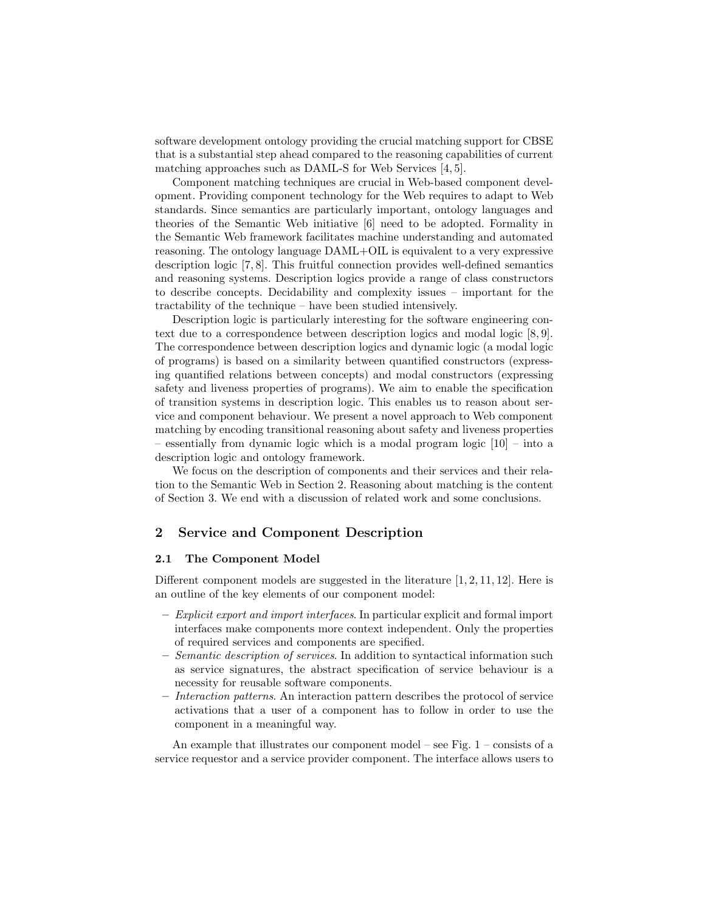software development ontology providing the crucial matching support for CBSE that is a substantial step ahead compared to the reasoning capabilities of current matching approaches such as DAML-S for Web Services [4, 5].

Component matching techniques are crucial in Web-based component development. Providing component technology for the Web requires to adapt to Web standards. Since semantics are particularly important, ontology languages and theories of the Semantic Web initiative [6] need to be adopted. Formality in the Semantic Web framework facilitates machine understanding and automated reasoning. The ontology language DAML+OIL is equivalent to a very expressive description logic [7, 8]. This fruitful connection provides well-defined semantics and reasoning systems. Description logics provide a range of class constructors to describe concepts. Decidability and complexity issues – important for the tractability of the technique – have been studied intensively.

Description logic is particularly interesting for the software engineering context due to a correspondence between description logics and modal logic [8, 9]. The correspondence between description logics and dynamic logic (a modal logic of programs) is based on a similarity between quantified constructors (expressing quantified relations between concepts) and modal constructors (expressing safety and liveness properties of programs). We aim to enable the specification of transition systems in description logic. This enables us to reason about service and component behaviour. We present a novel approach to Web component matching by encoding transitional reasoning about safety and liveness properties – essentially from dynamic logic which is a modal program logic [10] – into a description logic and ontology framework.

We focus on the description of components and their services and their relation to the Semantic Web in Section 2. Reasoning about matching is the content of Section 3. We end with a discussion of related work and some conclusions.

## 2 Service and Component Description

### 2.1 The Component Model

Different component models are suggested in the literature [1, 2, 11, 12]. Here is an outline of the key elements of our component model:

- *Explicit export and import interfaces*. In particular explicit and formal import interfaces make components more context independent. Only the properties of required services and components are specified.
- *Semantic description of services*. In addition to syntactical information such as service signatures, the abstract specification of service behaviour is a necessity for reusable software components.
- *Interaction patterns*. An interaction pattern describes the protocol of service activations that a user of a component has to follow in order to use the component in a meaningful way.

An example that illustrates our component model – see Fig. 1 – consists of a service requestor and a service provider component. The interface allows users to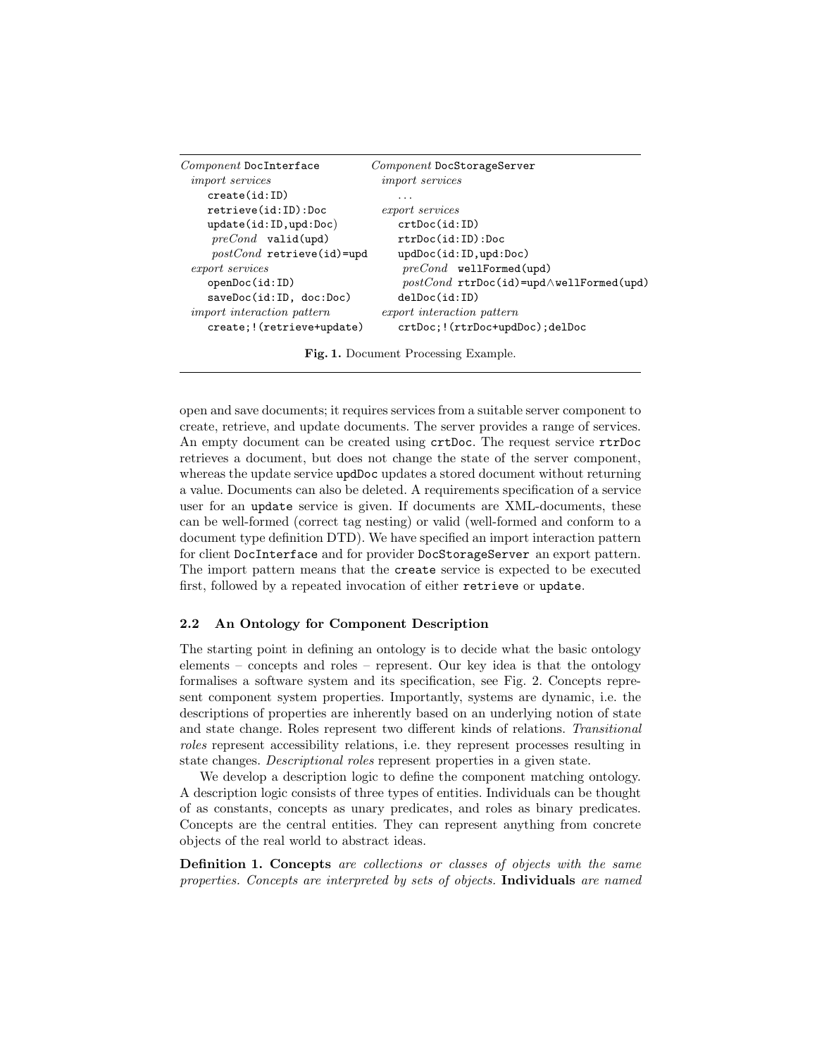```
Component DocInterface                Component DocStorageServer
  import services                       import services
    create(id:ID)                         ...
    retrieve(id:ID):Doc                 export services
    update(id:ID,upd:Doc)                 crtDoc(id:ID)
     preCond  valid(upd)                  rtrDoc(id:ID):Doc
     postCond retrieve(id)=upd            updDoc(id:ID,upd:Doc)
  export services                          preCond  wellFormed(upd)
    openDoc(id:ID)                         postCond rtrDoc(id)=upd∧wellFormed(upd)
    saveDoc(id:ID, doc:Doc)               delDoc(id:ID)
  import interaction pattern            export interaction pattern
    create;!(retrieve+update)             crtDoc;!(rtrDoc+updDoc);delDoc
```

**Fig. 1.** Document Processing Example.

open and save documents; it requires services from a suitable server component to create, retrieve, and update documents. The server provides a range of services. An empty document can be created using `crtDoc`. The request service `rtrDoc` retrieves a document, but does not change the state of the server component, whereas the update service `updDoc` updates a stored document without returning a value. Documents can also be deleted. A requirements specification of a service user for an `update` service is given. If documents are XML-documents, these can be well-formed (correct tag nesting) or valid (well-formed and conform to a document type definition DTD). We have specified an import interaction pattern for client `DocInterface` and for provider `DocStorageServer` an export pattern. The import pattern means that the `create` service is expected to be executed first, followed by a repeated invocation of either `retrieve` or `update`.

### 2.2 An Ontology for Component Description

The starting point in defining an ontology is to decide what the basic ontology elements – concepts and roles – represent. Our key idea is that the ontology formalises a software system and its specification, see Fig. 2. Concepts represent component system properties. Importantly, systems are dynamic, i.e. the descriptions of properties are inherently based on an underlying notion of state and state change. Roles represent two different kinds of relations. *Transitional roles* represent accessibility relations, i.e. they represent processes resulting in state changes. *Descriptional roles* represent properties in a given state.

We develop a description logic to define the component matching ontology. A description logic consists of three types of entities. Individuals can be thought of as constants, concepts as unary predicates, and roles as binary predicates. Concepts are the central entities. They can represent anything from concrete objects of the real world to abstract ideas.

**Definition 1. Concepts** *are collections or classes of objects with the same properties. Concepts are interpreted by sets of objects.* **Individuals** *are named*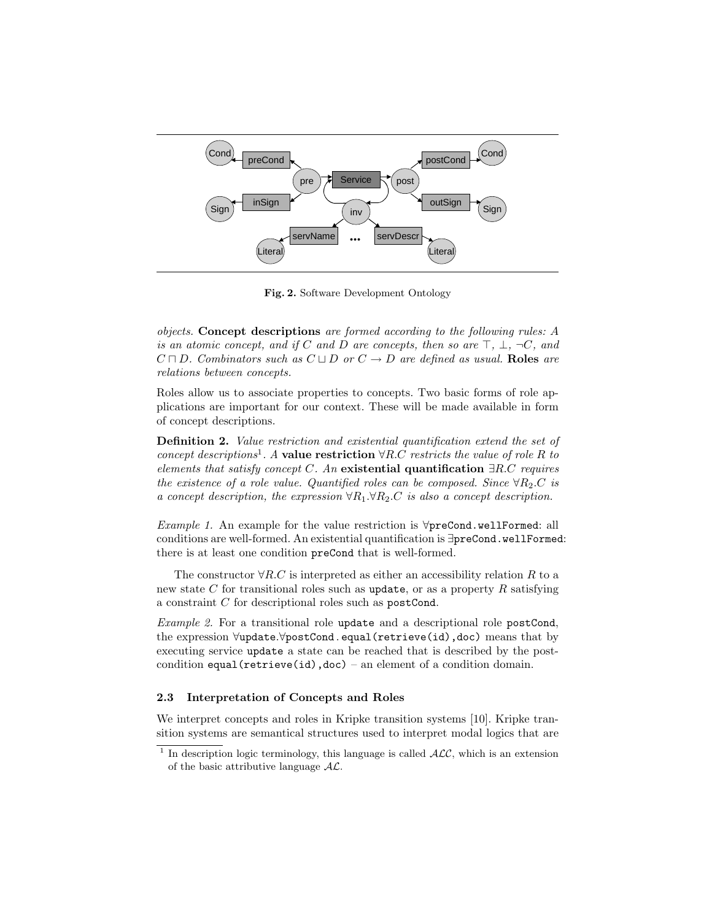Fig. 2. Software Development Ontology

*objects.* **Concept descriptions** *are formed according to the following rules: A is an atomic concept, and if C and D are concepts, then so are* $\top$, $\bot$, $\neg C$, *and* $C \sqcap D$. *Combinators such as* $C \sqcup D$ *or* $C \rightarrow D$ *are defined as usual.* **Roles** *are relations between concepts.*

Roles allow us to associate properties to concepts. Two basic forms of role applications are important for our context. These will be made available in form of concept descriptions.

**Definition 2.** *Value restriction and existential quantification extend the set of concept descriptions*[1]. *A* **value restriction** $\forall R.C$ *restricts the value of role R to elements that satisfy concept C. An* **existential quantification** $\exists R.C$ *requires the existence of a role value. Quantified roles can be composed. Since* $\forall R_2.C$ *is a concept description, the expression* $\forall R_1.\forall R_2.C$ *is also a concept description.*

*Example 1.* An example for the value restriction is $\forall$`preCond.wellFormed`: all conditions are well-formed. An existential quantification is $\exists$`preCond.wellFormed`: there is at least one condition `preCond` that is well-formed.

The constructor $\forall R.C$ is interpreted as either an accessibility relation $R$ to a new state $C$ for transitional roles such as `update`, or as a property $R$ satisfying a constraint $C$ for descriptional roles such as `postCond`.

*Example 2.* For a transitional role `update` and a descriptional role `postCond`, the expression $\forall$`update.`$\forall$`postCond.equal(retrieve(id),doc)` means that by executing service `update` a state can be reached that is described by the post-condition `equal(retrieve(id),doc)` – an element of a condition domain.

### 2.3 Interpretation of Concepts and Roles

We interpret concepts and roles in Kripke transition systems [10]. Kripke transition systems are semantical structures used to interpret modal logics that are

[1] In description logic terminology, this language is called $\mathcal{ALC}$, which is an extension of the basic attributive language $\mathcal{AL}$.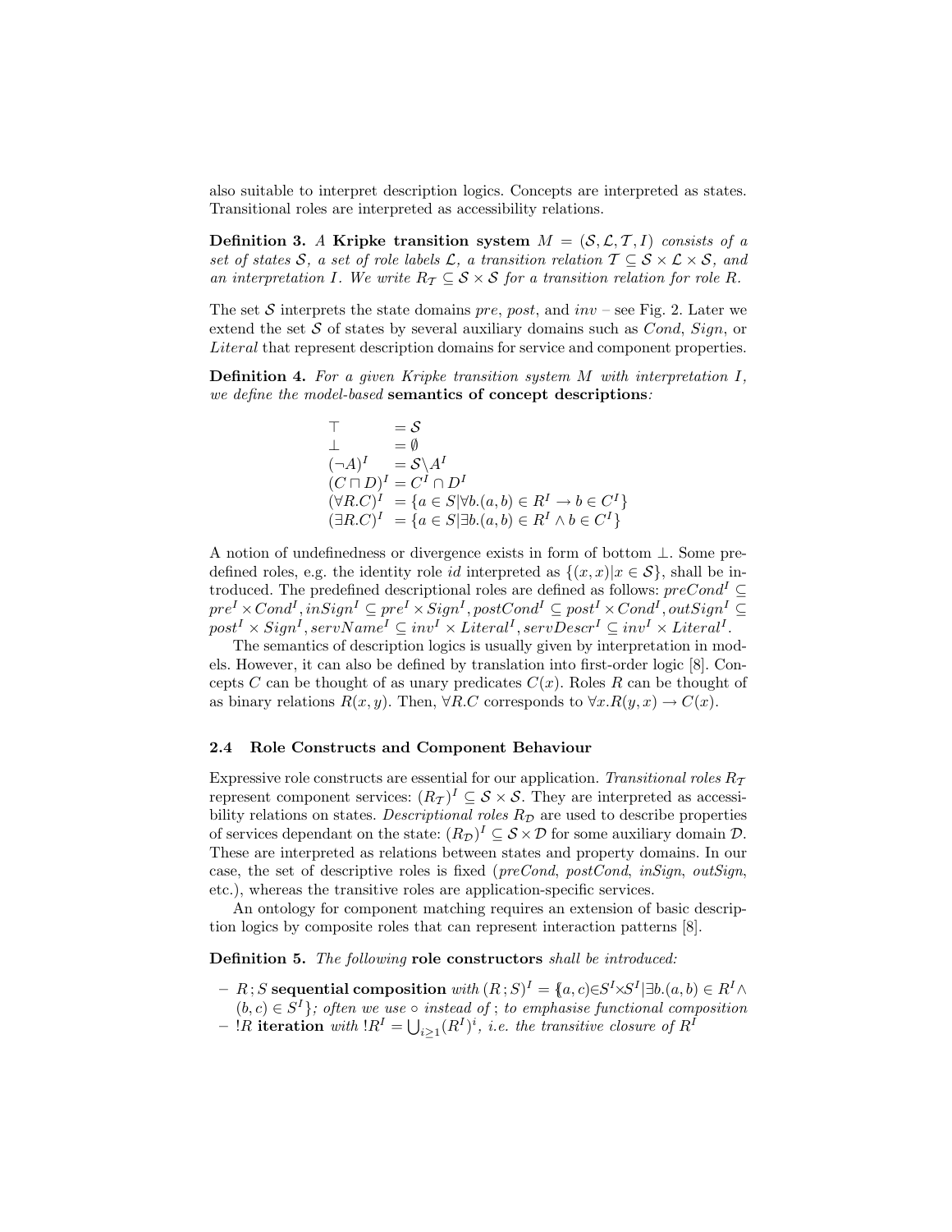also suitable to interpret description logics. Concepts are interpreted as states. Transitional roles are interpreted as accessibility relations.

**Definition 3.** *A* **Kripke transition system** $M = (\mathcal{S}, \mathcal{L}, \mathcal{T}, I)$ *consists of a set of states* $\mathcal{S}$*, a set of role labels* $\mathcal{L}$*, a transition relation* $\mathcal{T} \subseteq \mathcal{S} \times \mathcal{L} \times \mathcal{S}$*, and an interpretation* $I$*. We write* $R_{\mathcal{T}} \subseteq \mathcal{S} \times \mathcal{S}$ *for a transition relation for role* $R$*.*

The set $\mathcal{S}$ interprets the state domains *pre*, *post*, and *inv* – see Fig. 2. Later we extend the set $\mathcal{S}$ of states by several auxiliary domains such as *Cond*, *Sign*, or *Literal* that represent description domains for service and component properties.

**Definition 4.** *For a given Kripke transition system* $M$ *with interpretation* $I$*, we define the model-based* **semantics of concept descriptions***:*

$$
\begin{aligned}
\top &= \mathcal{S} \\
\bot &= \emptyset \\
(\neg A)^I &= \mathcal{S} \backslash A^I \\
(C \sqcap D)^I &= C^I \cap D^I \\
(\forall R.C)^I &= \{a \in S | \forall b.(a, b) \in R^I \rightarrow b \in C^I\} \\
(\exists R.C)^I &= \{a \in S | \exists b.(a, b) \in R^I \wedge b \in C^I\}
\end{aligned}
$$

A notion of undefinedness or divergence exists in form of bottom $\bot$. Some predefined roles, e.g. the identity role *id* interpreted as $\{(x, x) | x \in \mathcal{S}\}$, shall be introduced. The predefined descriptional roles are defined as follows: $preCond^I \subseteq pre^I \times Cond^I, inSign^I \subseteq pre^I \times Sign^I, postCond^I \subseteq post^I \times Cond^I, outSign^I \subseteq post^I \times Sign^I, servName^I \subseteq inv^I \times Literal^I, servDescr^I \subseteq inv^I \times Literal^I$.

The semantics of description logics is usually given by interpretation in models. However, it can also be defined by translation into first-order logic [8]. Concepts $C$ can be thought of as unary predicates $C(x)$. Roles $R$ can be thought of as binary relations $R(x, y)$. Then, $\forall R.C$ corresponds to $\forall x.R(y, x) \rightarrow C(x)$.

### 2.4 Role Constructs and Component Behaviour

Expressive role constructs are essential for our application. *Transitional roles* $R_{\mathcal{T}}$ represent component services: $(R_{\mathcal{T}})^I \subseteq \mathcal{S} \times \mathcal{S}$. They are interpreted as accessibility relations on states. *Descriptional roles* $R_{\mathcal{D}}$ are used to describe properties of services dependant on the state: $(R_{\mathcal{D}})^I \subseteq \mathcal{S} \times \mathcal{D}$ for some auxiliary domain $\mathcal{D}$. These are interpreted as relations between states and property domains. In our case, the set of descriptive roles is fixed (*preCond*, *postCond*, *inSign*, *outSign*, etc.), whereas the transitive roles are application-specific services.

An ontology for component matching requires an extension of basic description logics by composite roles that can represent interaction patterns [8].

**Definition 5.** *The following* **role constructors** *shall be introduced:*

- $R\,;S$ **sequential composition** *with* $(R\,;S)^I = \{(a, c) \in S^I \times S^I | \exists b.(a, b) \in R^I \wedge (b, c) \in S^I\}$*; often we use* $\circ$ *instead of* ; *to emphasise functional composition*
- $!R$ **iteration** *with* $!R^I = \bigcup_{i \geq 1} (R^I)^i$*, i.e. the transitive closure of* $R^I$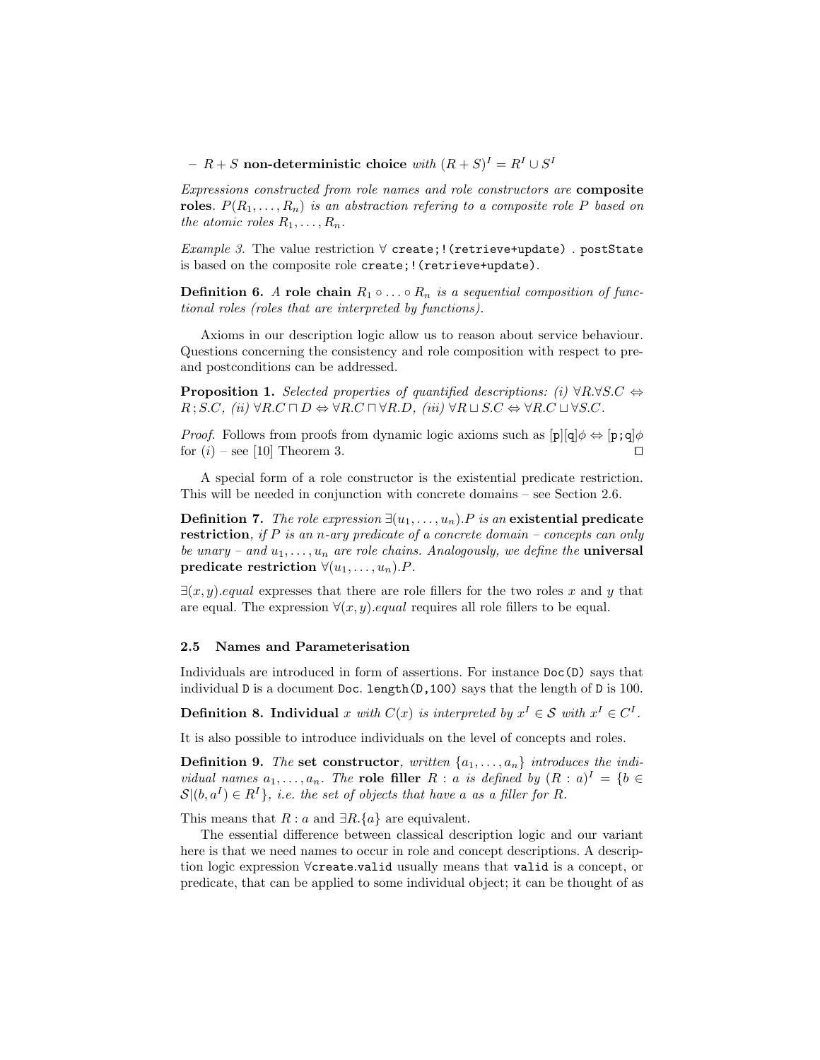- $R + S$ **non-deterministic choice** *with* $(R+S)^I = R^I \cup S^I$

*Expressions constructed from role names and role constructors are* **composite roles**. $P(R_1, \ldots, R_n)$ *is an abstraction refering to a composite role* $P$ *based on the atomic roles* $R_1, \ldots, R_n$.

*Example 3.* The value restriction ∀ `create;!(retrieve+update) . postState` is based on the composite role `create;!(retrieve+update)`.

**Definition 6.** *A* **role chain** $R_1 \circ \ldots \circ R_n$ *is a sequential composition of functional roles (roles that are interpreted by functions).*

Axioms in our description logic allow us to reason about service behaviour. Questions concerning the consistency and role composition with respect to pre- and postconditions can be addressed.

**Proposition 1.** *Selected properties of quantified descriptions: (i)* $\forall R.\forall S.C \Leftrightarrow R\,;S.C$*, (ii)* $\forall R.C \sqcap D \Leftrightarrow \forall R.C \sqcap \forall R.D$*, (iii)* $\forall R \sqcup S.C \Leftrightarrow \forall R.C \sqcup \forall S.C$.

*Proof.* Follows from proofs from dynamic logic axioms such as $[\texttt{p}][\texttt{q}]\phi \Leftrightarrow [\texttt{p;q}]\phi$ for $(i)$ – see [10] Theorem 3. □

A special form of a role constructor is the existential predicate restriction. This will be needed in conjunction with concrete domains – see Section 2.6.

**Definition 7.** *The role expression* $\exists(u_1, \ldots, u_n).P$ *is an* **existential predicate restriction**, *if* $P$ *is an* $n$*-ary predicate of a concrete domain – concepts can only be unary – and* $u_1, \ldots, u_n$ *are role chains. Analogously, we define the* **universal predicate restriction** $\forall(u_1, \ldots, u_n).P$.

$\exists(x, y).equal$ expresses that there are role fillers for the two roles $x$ and $y$ that are equal. The expression $\forall(x, y).equal$ requires all role fillers to be equal.

### 2.5 Names and Parameterisation

Individuals are introduced in form of assertions. For instance `Doc(D)` says that individual `D` is a document `Doc`. `length(D,100)` says that the length of `D` is 100.

**Definition 8. Individual** $x$ *with* $C(x)$ *is interpreted by* $x^I \in \mathcal{S}$ *with* $x^I \in C^I$.

It is also possible to introduce individuals on the level of concepts and roles.

**Definition 9.** *The* **set constructor**, *written* $\{a_1, \ldots, a_n\}$ *introduces the individual names* $a_1, \ldots, a_n$. *The* **role filler** $R : a$ *is defined by* $(R : a)^I = \{b \in \mathcal{S} | (b, a^I) \in R^I\}$, *i.e. the set of objects that have* $a$ *as a filler for* $R$.

This means that $R : a$ and $\exists R.\{a\}$ are equivalent.

The essential difference between classical description logic and our variant here is that we need names to occur in role and concept descriptions. A description logic expression ∀`create.valid` usually means that `valid` is a concept, or predicate, that can be applied to some individual object; it can be thought of as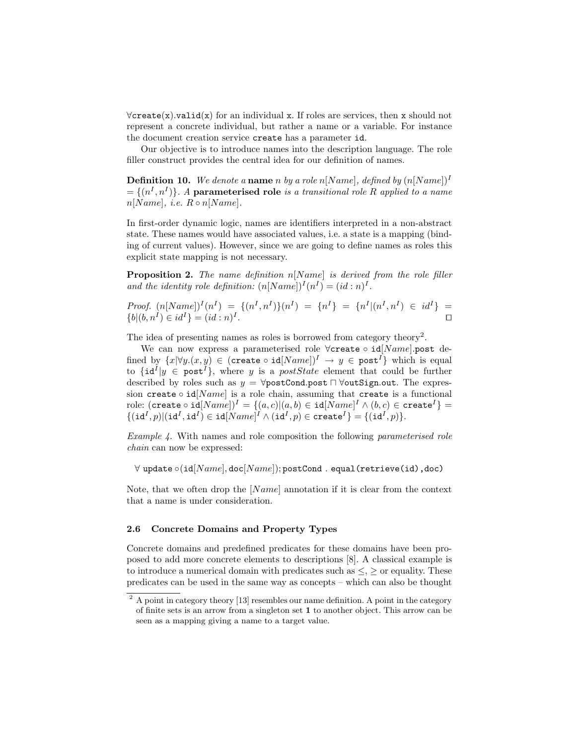$\forall$`create(x)`.`valid(x)` for an individual `x`. If roles are services, then `x` should not represent a concrete individual, but rather a name or a variable. For instance the document creation service `create` has a parameter `id`.

Our objective is to introduce names into the description language. The role filler construct provides the central idea for our definition of names.

**Definition 10.** *We denote a* **name** *$n$ by a role $n[Name]$, defined by $(n[Name])^I = \{(n^I, n^I)\}$. A* **parameterised role** *is a transitional role $R$ applied to a name $n[Name]$, i.e. $R \circ n[Name]$.*

In first-order dynamic logic, names are identifiers interpreted in a non-abstract state. These names would have associated values, i.e. a state is a mapping (binding of current values). However, since we are going to define names as roles this explicit state mapping is not necessary.

**Proposition 2.** *The name definition $n[Name]$ is derived from the role filler and the identity role definition: $(n[Name])^I(n^I) = (id : n)^I$.*

*Proof.* $(n[Name])^I(n^I) = \{(n^I, n^I)\}(n^I) = \{n^I\} = \{n^I | (n^I, n^I) \in id^I\} = \{b | (b, n^I) \in id^I\} = (id : n)^I$. $\square$

The idea of presenting names as roles is borrowed from category theory[2].

We can now express a parameterised role $\forall \texttt{create} \circ \texttt{id}[Name].\texttt{post}$ defined by $\{x | \forall y.(x, y) \in (\texttt{create} \circ \texttt{id}[Name])^I \rightarrow y \in \texttt{post}^I\}$ which is equal to $\{\texttt{id}^I | y \in \texttt{post}^I\}$, where $y$ is a *postState* element that could be further described by roles such as $y = \forall \texttt{postCond}.\texttt{post} \sqcap \forall \texttt{outSign}.\texttt{out}$. The expression $\texttt{create} \circ \texttt{id}[Name]$ is a role chain, assuming that `create` is a functional role: $(\texttt{create} \circ \texttt{id}[Name])^I = \{(a, c) | (a, b) \in \texttt{id}[Name]^I \wedge (b, c) \in \texttt{create}^I\} = \{(\texttt{id}^I, p) | (\texttt{id}^I, \texttt{id}^I) \in \texttt{id}[Name]^I \wedge (\texttt{id}^I, p) \in \texttt{create}^I\} = \{(\texttt{id}^I, p)\}$.

*Example 4.* With names and role composition the following *parameterised role chain* can now be expressed:

$$\forall \; \texttt{update} \circ (\texttt{id}[Name], \texttt{doc}[Name]) ; \texttt{postCond} \; . \; \texttt{equal(retrieve(id),doc)}$$

Note, that we often drop the $[Name]$ annotation if it is clear from the context that a name is under consideration.

### 2.6 Concrete Domains and Property Types

Concrete domains and predefined predicates for these domains have been proposed to add more concrete elements to descriptions [8]. A classical example is to introduce a numerical domain with predicates such as $\leq$, $\geq$ or equality. These predicates can be used in the same way as concepts – which can also be thought

[2] A point in category theory [13] resembles our name definition. A point in the category of finite sets is an arrow from a singleton set **1** to another object. This arrow can be seen as a mapping giving a name to a target value.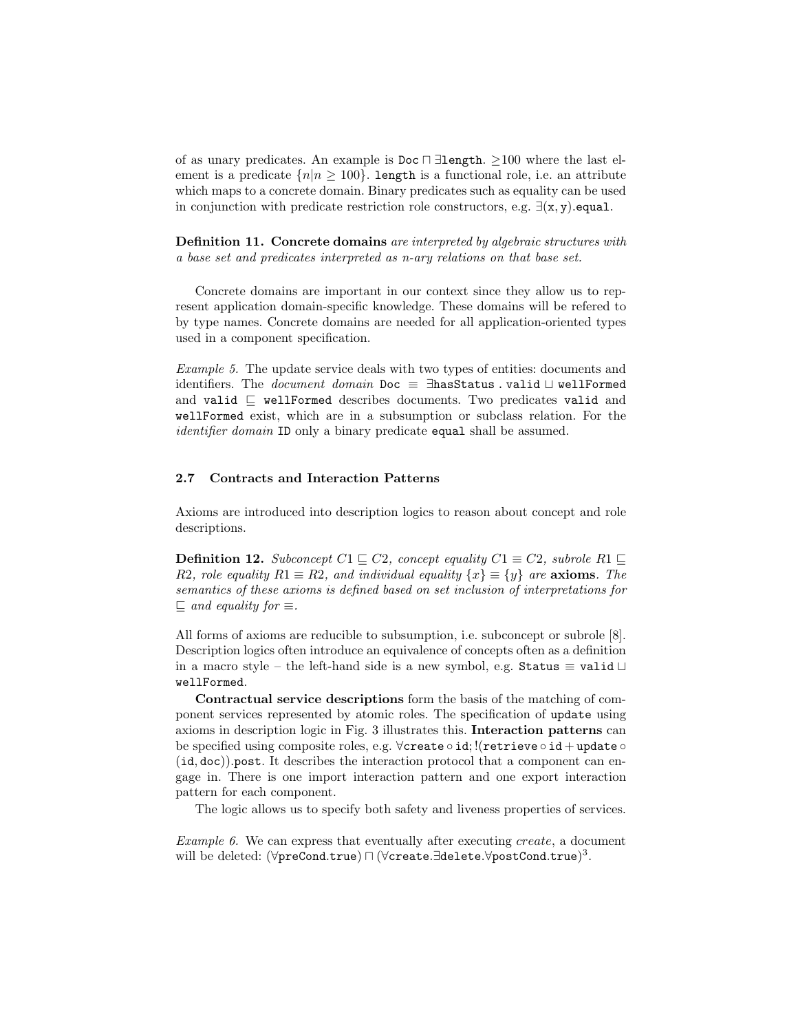of as unary predicates. An example is $\texttt{Doc} \sqcap \exists \texttt{length}. \geq 100$ where the last element is a predicate $\{n | n \geq 100\}$. `length` is a functional role, i.e. an attribute which maps to a concrete domain. Binary predicates such as equality can be used in conjunction with predicate restriction role constructors, e.g. $\exists(\texttt{x}, \texttt{y}).\texttt{equal}$.

**Definition 11. Concrete domains** *are interpreted by algebraic structures with a base set and predicates interpreted as n-ary relations on that base set.*

Concrete domains are important in our context since they allow us to represent application domain-specific knowledge. These domains will be refered to by type names. Concrete domains are needed for all application-oriented types used in a component specification.

*Example 5.* The update service deals with two types of entities: documents and identifiers. The *document domain* $\texttt{Doc} \equiv \exists \texttt{hasStatus}\,.\,\texttt{valid} \sqcup \texttt{wellFormed}$ and $\texttt{valid} \sqsubseteq \texttt{wellFormed}$ describes documents. Two predicates `valid` and `wellFormed` exist, which are in a subsumption or subclass relation. For the *identifier domain* `ID` only a binary predicate `equal` shall be assumed.

### 2.7 Contracts and Interaction Patterns

Axioms are introduced into description logics to reason about concept and role descriptions.

**Definition 12.** *Subconcept $C1 \sqsubseteq C2$, concept equality $C1 \equiv C2$, subrole $R1 \sqsubseteq R2$, role equality $R1 \equiv R2$, and individual equality $\{x\} \equiv \{y\}$ are* **axioms***. The semantics of these axioms is defined based on set inclusion of interpretations for $\sqsubseteq$ and equality for $\equiv$.*

All forms of axioms are reducible to subsumption, i.e. subconcept or subrole [8]. Description logics often introduce an equivalence of concepts often as a definition in a macro style – the left-hand side is a new symbol, e.g. $\texttt{Status} \equiv \texttt{valid} \sqcup \texttt{wellFormed}$.

**Contractual service descriptions** form the basis of the matching of component services represented by atomic roles. The specification of `update` using axioms in description logic in Fig. 3 illustrates this. **Interaction patterns** can be specified using composite roles, e.g. $\forall \texttt{create} \circ \texttt{id}; !(\texttt{retrieve} \circ \texttt{id} + \texttt{update} \circ (\texttt{id}, \texttt{doc})).\texttt{post}$. It describes the interaction protocol that a component can engage in. There is one import interaction pattern and one export interaction pattern for each component.

The logic allows us to specify both safety and liveness properties of services.

*Example 6.* We can express that eventually after executing *create*, a document will be deleted: $(\forall \texttt{preCond}.\texttt{true}) \sqcap (\forall \texttt{create}.\exists \texttt{delete}.\forall \texttt{postCond}.\texttt{true})$[3].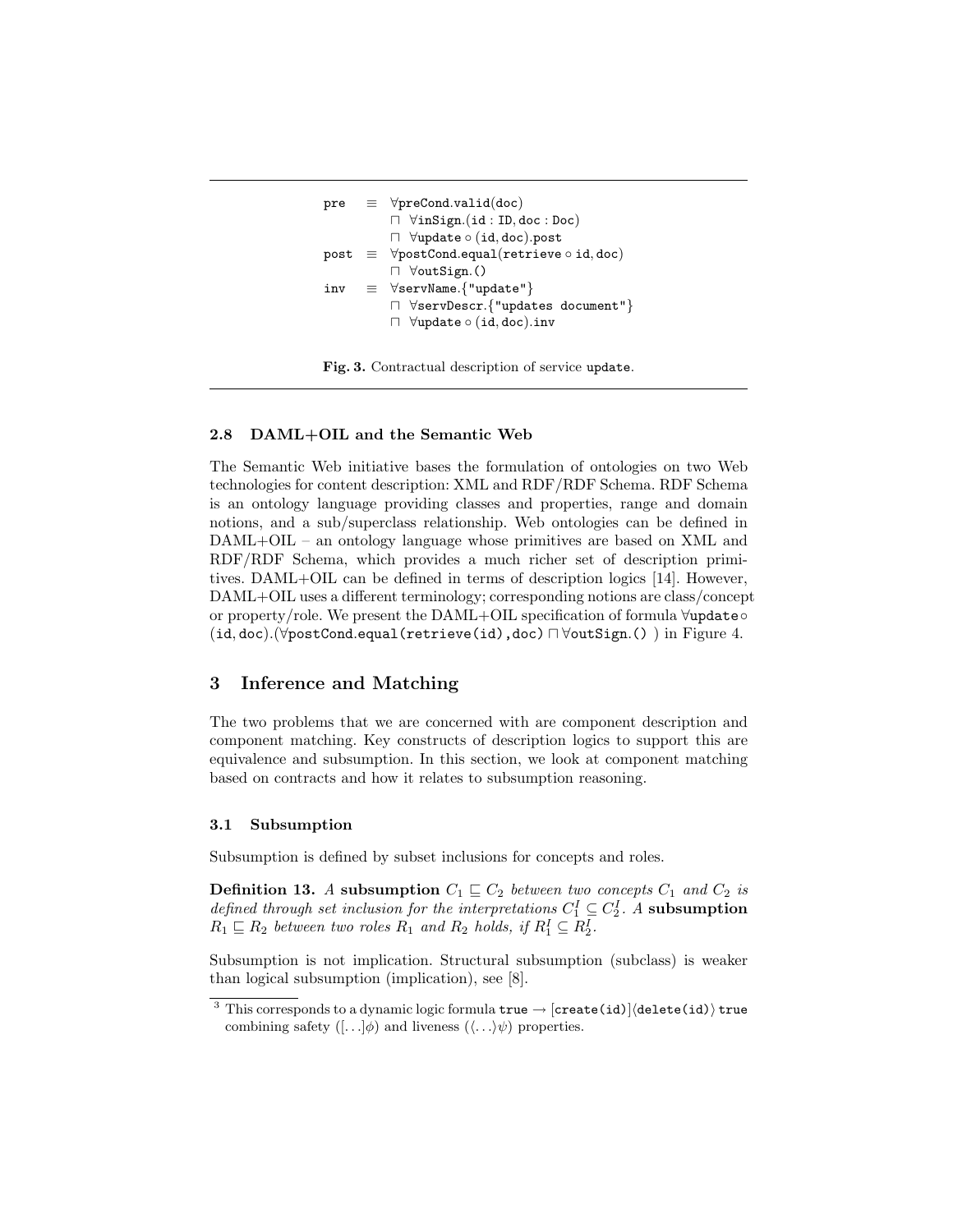$$
\begin{aligned}
\texttt{pre} \;&\equiv\; \forall \texttt{preCond.valid(doc)} \\
&\quad \sqcap\; \forall \texttt{inSign.(id : ID, doc : Doc)} \\
&\quad \sqcap\; \forall \texttt{update} \circ \texttt{(id, doc).post} \\
\texttt{post} \;&\equiv\; \forall \texttt{postCond.equal(retrieve} \circ \texttt{id, doc)} \\
&\quad \sqcap\; \forall \texttt{outSign.()} \\
\texttt{inv} \;&\equiv\; \forall \texttt{servName.\{"update"\}} \\
&\quad \sqcap\; \forall \texttt{servDescr.\{"updates document"\}} \\
&\quad \sqcap\; \forall \texttt{update} \circ \texttt{(id, doc).inv}
\end{aligned}
$$

**Fig. 3.** Contractual description of service `update`.

### 2.8 DAML+OIL and the Semantic Web

The Semantic Web initiative bases the formulation of ontologies on two Web technologies for content description: XML and RDF/RDF Schema. RDF Schema is an ontology language providing classes and properties, range and domain notions, and a sub/superclass relationship. Web ontologies can be defined in DAML+OIL – an ontology language whose primitives are based on XML and RDF/RDF Schema, which provides a much richer set of description primitives. DAML+OIL can be defined in terms of description logics [14]. However, DAML+OIL uses a different terminology; corresponding notions are class/concept or property/role. We present the DAML+OIL specification of formula $\forall \texttt{update} \circ \texttt{(id, doc)}.(\forall \texttt{postCond.equal(retrieve(id),doc)} \sqcap \forall \texttt{outSign.()}\ )$ in Figure 4.

## 3 Inference and Matching

The two problems that we are concerned with are component description and component matching. Key constructs of description logics to support this are equivalence and subsumption. In this section, we look at component matching based on contracts and how it relates to subsumption reasoning.

### 3.1 Subsumption

Subsumption is defined by subset inclusions for concepts and roles.

**Definition 13.** *A* **subsumption** $C_1 \sqsubseteq C_2$ *between two concepts $C_1$ and $C_2$ is defined through set inclusion for the interpretations $C_1^I \subseteq C_2^I$. A* **subsumption** $R_1 \sqsubseteq R_2$ *between two roles $R_1$ and $R_2$ holds, if $R_1^I \subseteq R_2^I$.*

Subsumption is not implication. Structural subsumption (subclass) is weaker than logical subsumption (implication), see [8].

---

[3] This corresponds to a dynamic logic formula $\texttt{true} \rightarrow [\texttt{create(id)}]\langle\texttt{delete(id)}\rangle\,\texttt{true}$ combining safety ($[\ldots]\phi$) and liveness ($\langle\ldots\rangle\psi$) properties.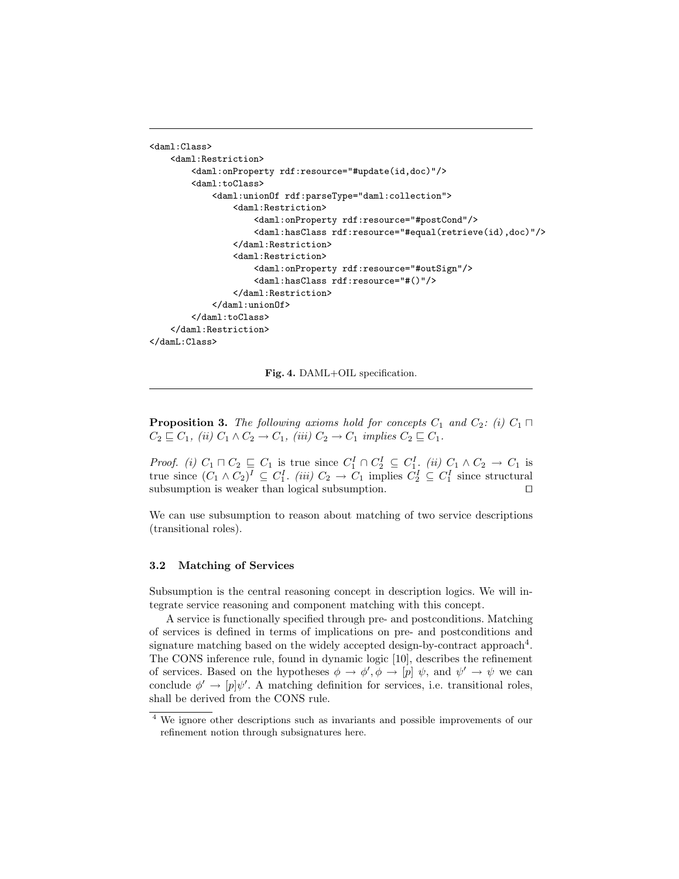```
<daml:Class>
    <daml:Restriction>
        <daml:onProperty rdf:resource="#update(id,doc)"/>
        <daml:toClass>
            <daml:unionOf rdf:parseType="daml:collection">
                <daml:Restriction>
                    <daml:onProperty rdf:resource="#postCond"/>
                    <daml:hasClass rdf:resource="#equal(retrieve(id),doc)"/>
                </daml:Restriction>
                <daml:Restriction>
                    <daml:onProperty rdf:resource="#outSign"/>
                    <daml:hasClass rdf:resource="#()"/>
                </daml:Restriction>
            </daml:unionOf>
        </daml:toClass>
    </daml:Restriction>
</damL:Class>
```

**Fig. 4.** DAML+OIL specification.

**Proposition 3.** *The following axioms hold for concepts $C_1$ and $C_2$: (i) $C_1 \sqcap C_2 \sqsubseteq C_1$, (ii) $C_1 \wedge C_2 \rightarrow C_1$, (iii) $C_2 \rightarrow C_1$ implies $C_2 \sqsubseteq C_1$.*

*Proof.* (i) $C_1 \sqcap C_2 \sqsubseteq C_1$ is true since $C_1^I \cap C_2^I \subseteq C_1^I$. (ii) $C_1 \wedge C_2 \rightarrow C_1$ is true since $(C_1 \wedge C_2)^I \subseteq C_1^I$. (iii) $C_2 \rightarrow C_1$ implies $C_2^I \subseteq C_1^I$ since structural subsumption is weaker than logical subsumption. □

We can use subsumption to reason about matching of two service descriptions (transitional roles).

### 3.2 Matching of Services

Subsumption is the central reasoning concept in description logics. We will integrate service reasoning and component matching with this concept.

A service is functionally specified through pre- and postconditions. Matching of services is defined in terms of implications on pre- and postconditions and signature matching based on the widely accepted design-by-contract approach[4]. The CONS inference rule, found in dynamic logic [10], describes the refinement of services. Based on the hypotheses $\phi \rightarrow \phi', \phi \rightarrow [p]\ \psi$, and $\psi' \rightarrow \psi$ we can conclude $\phi' \rightarrow [p]\psi'$. A matching definition for services, i.e. transitional roles, shall be derived from the CONS rule.

[4] We ignore other descriptions such as invariants and possible improvements of our refinement notion through subsignatures here.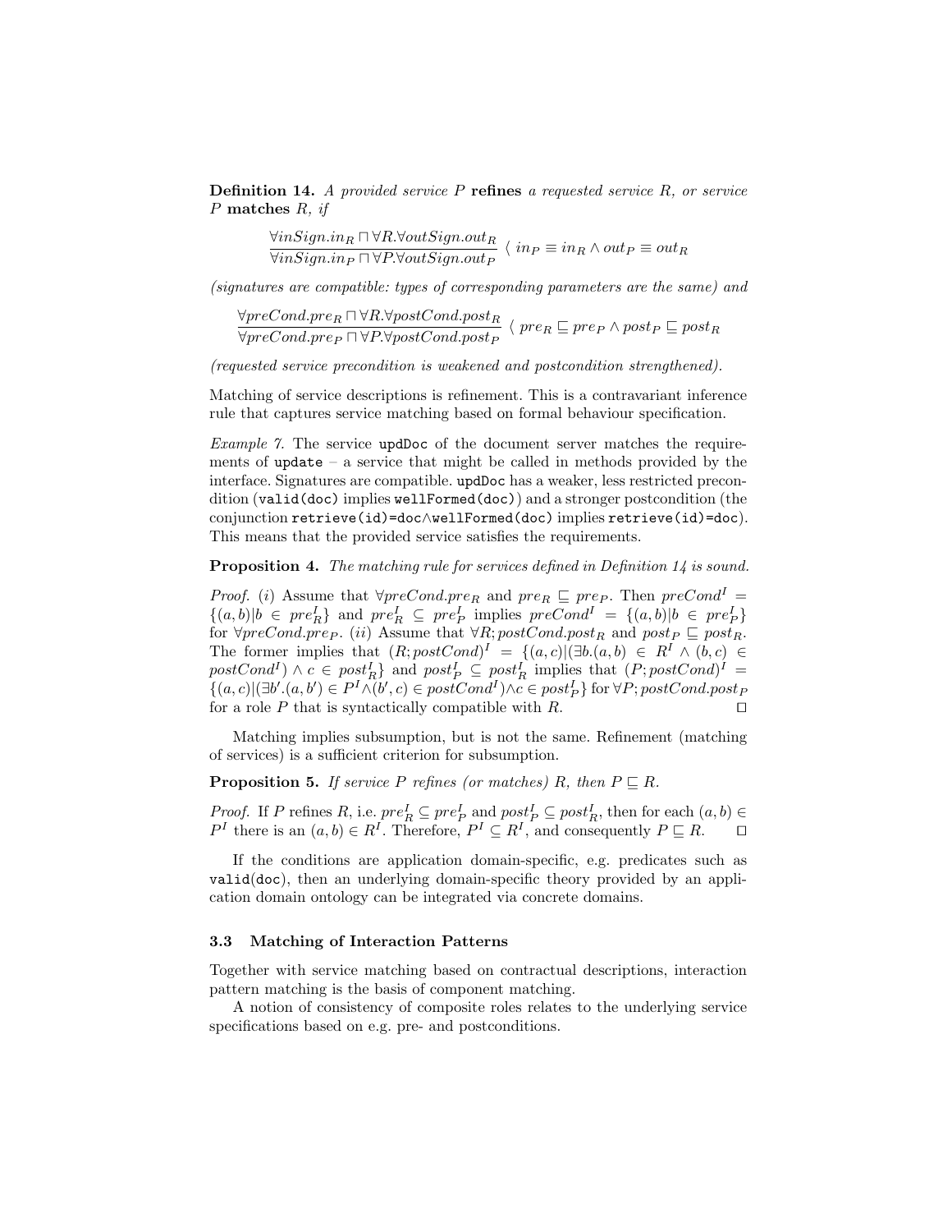**Definition 14.** *A provided service P* **refines** *a requested service R, or service P* **matches** *R, if*

$$\frac{\forall inSign.in_R \sqcap \forall R.\forall outSign.out_R}{\forall inSign.in_P \sqcap \forall P.\forall outSign.out_P} \; \langle \; in_P \equiv in_R \wedge out_P \equiv out_R$$

*(signatures are compatible: types of corresponding parameters are the same) and*

$$\frac{\forall preCond.pre_R \sqcap \forall R.\forall postCond.post_R}{\forall preCond.pre_P \sqcap \forall P.\forall postCond.post_P} \; \langle \; pre_R \sqsubseteq pre_P \wedge post_P \sqsubseteq post_R$$

*(requested service precondition is weakened and postcondition strengthened).*

Matching of service descriptions is refinement. This is a contravariant inference rule that captures service matching based on formal behaviour specification.

*Example 7.* The service `updDoc` of the document server matches the requirements of `update` – a service that might be called in methods provided by the interface. Signatures are compatible. `updDoc` has a weaker, less restricted precondition (`valid(doc)` implies `wellFormed(doc)`) and a stronger postcondition (the conjunction `retrieve(id)=doc`∧`wellFormed(doc)` implies `retrieve(id)=doc`). This means that the provided service satisfies the requirements.

**Proposition 4.** *The matching rule for services defined in Definition 14 is sound.*

*Proof.* (*i*) Assume that $\forall preCond.pre_R$ and $pre_R \sqsubseteq pre_P$. Then $preCond^I = \{(a,b) | b \in pre_R^I\}$ and $pre_R^I \subseteq pre_P^I$ implies $preCond^I = \{(a,b) | b \in pre_P^I\}$ for $\forall preCond.pre_P$. (*ii*) Assume that $\forall R; postCond.post_R$ and $post_P \sqsubseteq post_R$. The former implies that $(R; postCond)^I = \{(a,c) | (\exists b.(a,b) \in R^I \wedge (b,c) \in postCond^I) \wedge c \in post_R^I\}$ and $post_P^I \subseteq post_R^I$ implies that $(P; postCond)^I = \{(a,c) | (\exists b'.(a,b') \in P^I \wedge (b',c) \in postCond^I) \wedge c \in post_P^I\}$ for $\forall P; postCond.post_P$ for a role $P$ that is syntactically compatible with $R$. □

Matching implies subsumption, but is not the same. Refinement (matching of services) is a sufficient criterion for subsumption.

**Proposition 5.** *If service P refines (or matches) R, then* $P \sqsubseteq R$.

*Proof.* If $P$ refines $R$, i.e. $pre_R^I \subseteq pre_P^I$ and $post_P^I \subseteq post_R^I$, then for each $(a,b) \in P^I$ there is an $(a,b) \in R^I$. Therefore, $P^I \subseteq R^I$, and consequently $P \sqsubseteq R$. □

If the conditions are application domain-specific, e.g. predicates such as `valid(doc)`, then an underlying domain-specific theory provided by an application domain ontology can be integrated via concrete domains.

### 3.3 Matching of Interaction Patterns

Together with service matching based on contractual descriptions, interaction pattern matching is the basis of component matching.

A notion of consistency of composite roles relates to the underlying service specifications based on e.g. pre- and postconditions.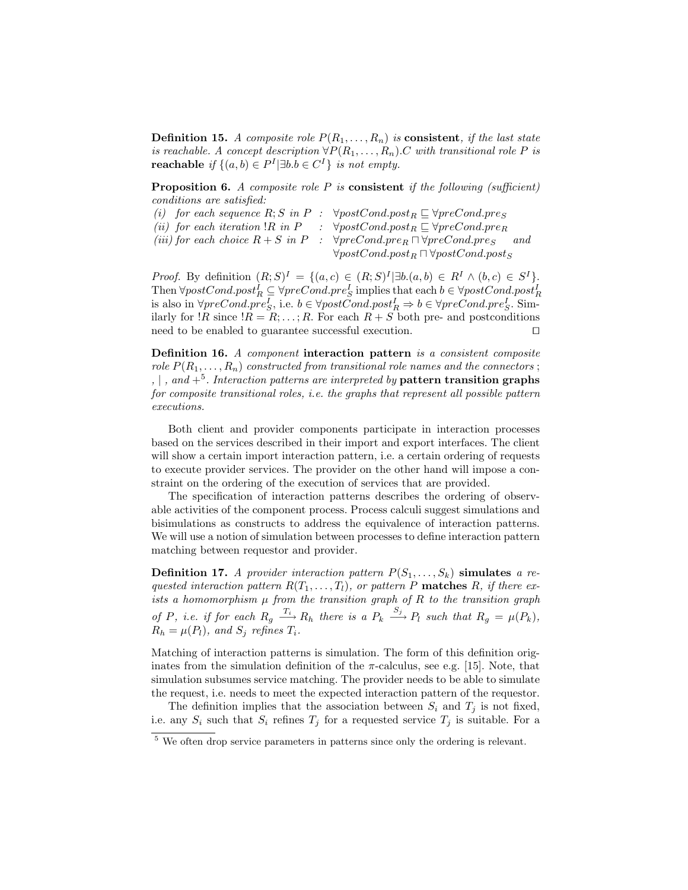**Definition 15.** *A composite role $P(R_1, \ldots, R_n)$ is* **consistent***, if the last state is reachable. A concept description $\forall P(R_1, \ldots, R_n).C$ with transitional role $P$ is* **reachable** *if $\{(a,b) \in P^I | \exists b.b \in C^I\}$ is not empty.*

**Proposition 6.** *A composite role $P$ is* **consistent** *if the following (sufficient) conditions are satisfied:*

*(i) for each sequence $R;S$ in $P$ : $\forall postCond.post_R \sqsubseteq \forall preCond.pre_S$*
*(ii) for each iteration $!R$ in $P$ : $\forall postCond.post_R \sqsubseteq \forall preCond.pre_R$*
*(iii) for each choice $R + S$ in $P$ : $\forall preCond.pre_R \sqcap \forall preCond.pre_S$ and $\forall postCond.post_R \sqcap \forall postCond.post_S$*

*Proof.* By definition $(R;S)^I = \{(a,c) \in (R;S)^I | \exists b.(a,b) \in R^I \wedge (b,c) \in S^I\}$. Then $\forall postCond.post_R^I \subseteq \forall preCond.pre_S^I$ implies that each $b \in \forall postCond.post_R^I$ is also in $\forall preCond.pre_S^I$, i.e. $b \in \forall postCond.post_R^I \Rightarrow b \in \forall preCond.pre_S^I$. Similarly for $!R$ since $!R = R; \ldots ; R$. For each $R + S$ both pre- and postconditions need to be enabled to guarantee successful execution. □

**Definition 16.** *A component* **interaction pattern** *is a consistent composite role $P(R_1, \ldots, R_n)$ constructed from transitional role names and the connectors ; , | , and +*[5]*. Interaction patterns are interpreted by* **pattern transition graphs** *for composite transitional roles, i.e. the graphs that represent all possible pattern executions.*

Both client and provider components participate in interaction processes based on the services described in their import and export interfaces. The client will show a certain import interaction pattern, i.e. a certain ordering of requests to execute provider services. The provider on the other hand will impose a constraint on the ordering of the execution of services that are provided.

The specification of interaction patterns describes the ordering of observable activities of the component process. Process calculi suggest simulations and bisimulations as constructs to address the equivalence of interaction patterns. We will use a notion of simulation between processes to define interaction pattern matching between requestor and provider.

**Definition 17.** *A provider interaction pattern $P(S_1, \ldots, S_k)$* **simulates** *a requested interaction pattern $R(T_1, \ldots, T_l)$, or pattern $P$* **matches** *$R$, if there exists a homomorphism $\mu$ from the transition graph of $R$ to the transition graph of $P$, i.e. if for each $R_g \xrightarrow{T_i} R_h$ there is a $P_k \xrightarrow{S_j} P_l$ such that $R_g = \mu(P_k)$, $R_h = \mu(P_l)$, and $S_j$ refines $T_i$.*

Matching of interaction patterns is simulation. The form of this definition originates from the simulation definition of the $\pi$-calculus, see e.g. [15]. Note, that simulation subsumes service matching. The provider needs to be able to simulate the request, i.e. needs to meet the expected interaction pattern of the requestor.

The definition implies that the association between $S_i$ and $T_j$ is not fixed, i.e. any $S_i$ such that $S_i$ refines $T_j$ for a requested service $T_j$ is suitable. For a

[5] We often drop service parameters in patterns since only the ordering is relevant.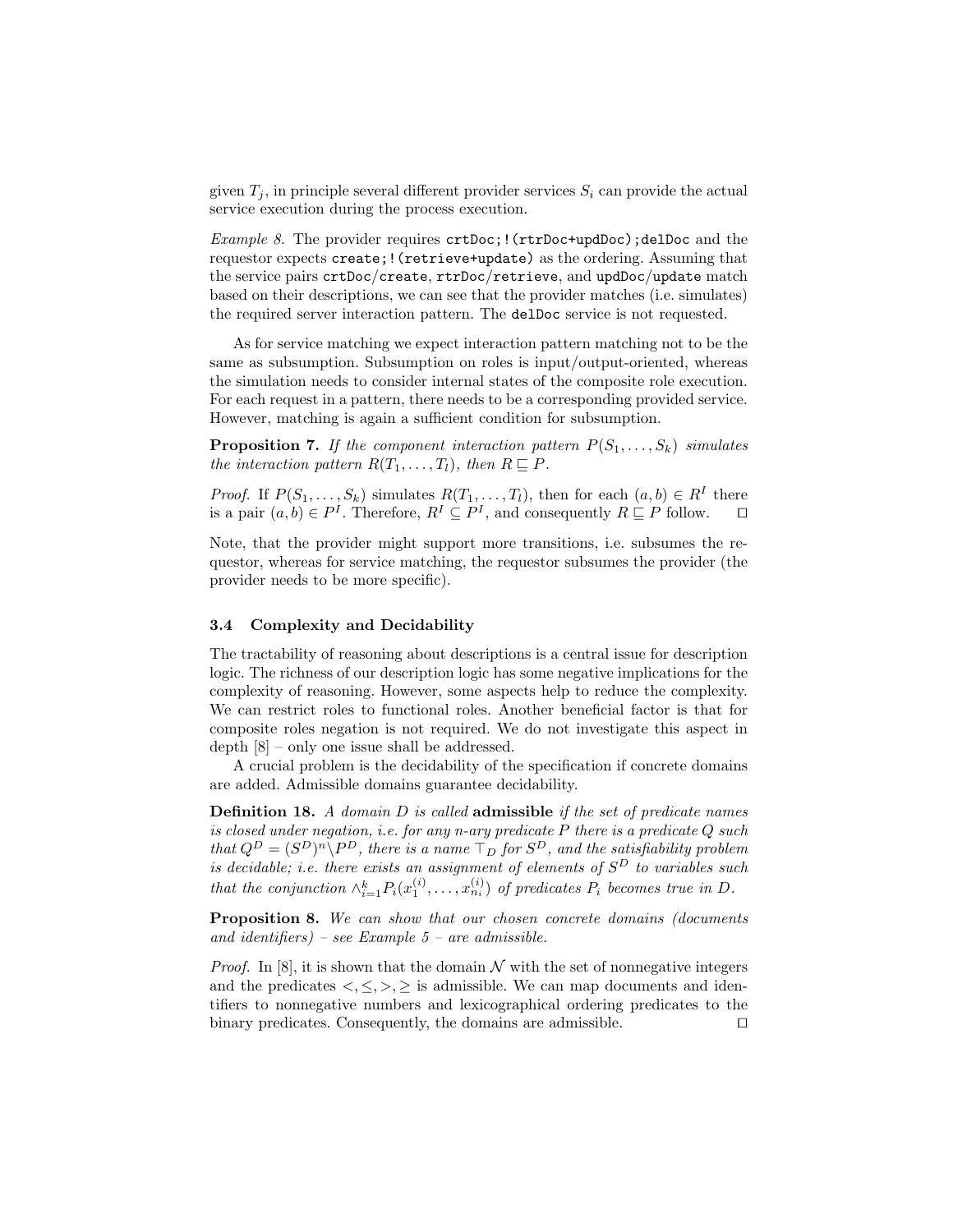given $T_j$, in principle several different provider services $S_i$ can provide the actual service execution during the process execution.

*Example 8.* The provider requires `crtDoc;!(rtrDoc+updDoc);delDoc` and the requestor expects `create;!(retrieve+update)` as the ordering. Assuming that the service pairs `crtDoc/create`, `rtrDoc/retrieve`, and `updDoc/update` match based on their descriptions, we can see that the provider matches (i.e. simulates) the required server interaction pattern. The `delDoc` service is not requested.

As for service matching we expect interaction pattern matching not to be the same as subsumption. Subsumption on roles is input/output-oriented, whereas the simulation needs to consider internal states of the composite role execution. For each request in a pattern, there needs to be a corresponding provided service. However, matching is again a sufficient condition for subsumption.

**Proposition 7.** *If the component interaction pattern $P(S_1, \ldots, S_k)$ simulates the interaction pattern $R(T_1, \ldots, T_l)$, then $R \sqsubseteq P$.*

*Proof.* If $P(S_1, \ldots, S_k)$ simulates $R(T_1, \ldots, T_l)$, then for each $(a, b) \in R^I$ there is a pair $(a, b) \in P^I$. Therefore, $R^I \subseteq P^I$, and consequently $R \sqsubseteq P$ follow. □

Note, that the provider might support more transitions, i.e. subsumes the requestor, whereas for service matching, the requestor subsumes the provider (the provider needs to be more specific).

### 3.4 Complexity and Decidability

The tractability of reasoning about descriptions is a central issue for description logic. The richness of our description logic has some negative implications for the complexity of reasoning. However, some aspects help to reduce the complexity. We can restrict roles to functional roles. Another beneficial factor is that for composite roles negation is not required. We do not investigate this aspect in depth [8] – only one issue shall be addressed.

A crucial problem is the decidability of the specification if concrete domains are added. Admissible domains guarantee decidability.

**Definition 18.** *A domain $D$ is called* **admissible** *if the set of predicate names is closed under negation, i.e. for any n-ary predicate $P$ there is a predicate $Q$ such that $Q^D = (S^D)^n \backslash P^D$, there is a name $\top_D$ for $S^D$, and the satisfiability problem is decidable; i.e. there exists an assignment of elements of $S^D$ to variables such that the conjunction $\wedge_{i=1}^{k} P_i(x_1^{(i)}, \ldots, x_{n_i}^{(i)})$ of predicates $P_i$ becomes true in $D$.*

**Proposition 8.** *We can show that our chosen concrete domains (documents and identifiers) – see Example 5 – are admissible.*

*Proof.* In [8], it is shown that the domain $\mathcal{N}$ with the set of nonnegative integers and the predicates $<, \leq, >, \geq$ is admissible. We can map documents and identifiers to nonnegative numbers and lexicographical ordering predicates to the binary predicates. Consequently, the domains are admissible. □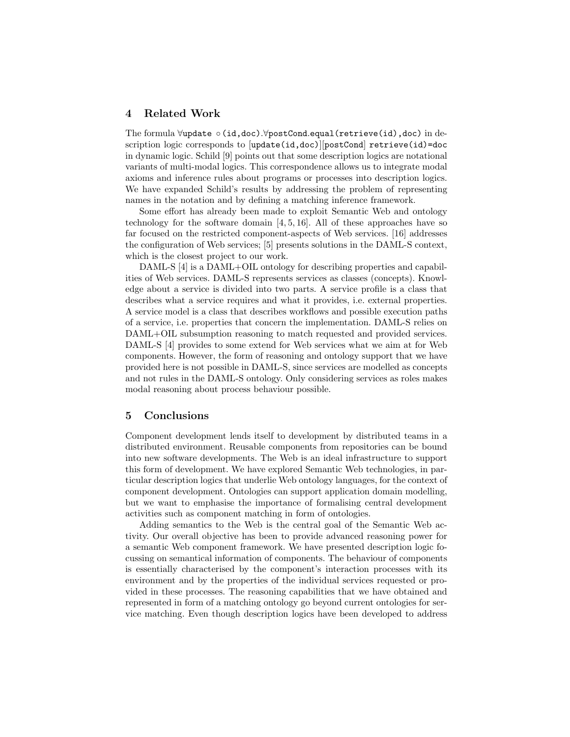## 4 Related Work

The formula $\forall$`update` $\circ$`(id,doc)`.$\forall$`postCond.equal(retrieve(id),doc)` in description logic corresponds to [`update(id,doc)`][`postCond`] `retrieve(id)=doc` in dynamic logic. Schild [9] points out that some description logics are notational variants of multi-modal logics. This correspondence allows us to integrate modal axioms and inference rules about programs or processes into description logics. We have expanded Schild's results by addressing the problem of representing names in the notation and by defining a matching inference framework.

Some effort has already been made to exploit Semantic Web and ontology technology for the software domain [4, 5, 16]. All of these approaches have so far focused on the restricted component-aspects of Web services. [16] addresses the configuration of Web services; [5] presents solutions in the DAML-S context, which is the closest project to our work.

DAML-S [4] is a DAML+OIL ontology for describing properties and capabilities of Web services. DAML-S represents services as classes (concepts). Knowledge about a service is divided into two parts. A service profile is a class that describes what a service requires and what it provides, i.e. external properties. A service model is a class that describes workflows and possible execution paths of a service, i.e. properties that concern the implementation. DAML-S relies on DAML+OIL subsumption reasoning to match requested and provided services. DAML-S [4] provides to some extend for Web services what we aim at for Web components. However, the form of reasoning and ontology support that we have provided here is not possible in DAML-S, since services are modelled as concepts and not rules in the DAML-S ontology. Only considering services as roles makes modal reasoning about process behaviour possible.

## 5 Conclusions

Component development lends itself to development by distributed teams in a distributed environment. Reusable components from repositories can be bound into new software developments. The Web is an ideal infrastructure to support this form of development. We have explored Semantic Web technologies, in particular description logics that underlie Web ontology languages, for the context of component development. Ontologies can support application domain modelling, but we want to emphasise the importance of formalising central development activities such as component matching in form of ontologies.

Adding semantics to the Web is the central goal of the Semantic Web activity. Our overall objective has been to provide advanced reasoning power for a semantic Web component framework. We have presented description logic focussing on semantical information of components. The behaviour of components is essentially characterised by the component's interaction processes with its environment and by the properties of the individual services requested or provided in these processes. The reasoning capabilities that we have obtained and represented in form of a matching ontology go beyond current ontologies for service matching. Even though description logics have been developed to address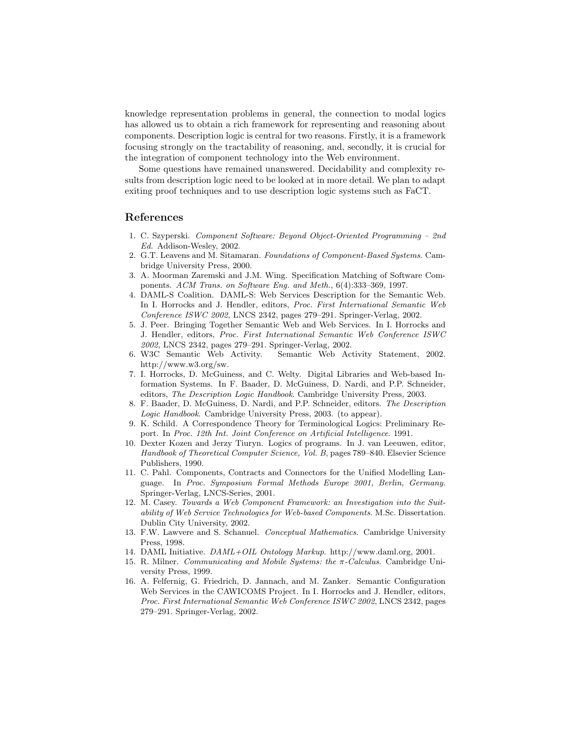knowledge representation problems in general, the connection to modal logics has allowed us to obtain a rich framework for representing and reasoning about components. Description logic is central for two reasons. Firstly, it is a framework focusing strongly on the tractability of reasoning, and, secondly, it is crucial for the integration of component technology into the Web environment.

Some questions have remained unanswered. Decidability and complexity results from description logic need to be looked at in more detail. We plan to adapt exiting proof techniques and to use description logic systems such as FaCT.

## References

1. C. Szyperski. *Component Software: Beyond Object-Oriented Programming – 2nd Ed.* Addison-Wesley, 2002.
2. G.T. Leavens and M. Sitamaran. *Foundations of Component-Based Systems*. Cambridge University Press, 2000.
3. A. Moorman Zaremski and J.M. Wing. Specification Matching of Software Components. *ACM Trans. on Software Eng. and Meth.*, 6(4):333–369, 1997.
4. DAML-S Coalition. DAML-S: Web Services Description for the Semantic Web. In I. Horrocks and J. Hendler, editors, *Proc. First International Semantic Web Conference ISWC 2002*, LNCS 2342, pages 279–291. Springer-Verlag, 2002.
5. J. Peer. Bringing Together Semantic Web and Web Services. In I. Horrocks and J. Hendler, editors, *Proc. First International Semantic Web Conference ISWC 2002*, LNCS 2342, pages 279–291. Springer-Verlag, 2002.
6. W3C Semantic Web Activity. Semantic Web Activity Statement, 2002. http://www.w3.org/sw.
7. I. Horrocks, D. McGuiness, and C. Welty. Digital Libraries and Web-based Information Systems. In F. Baader, D. McGuiness, D. Nardi, and P.P. Schneider, editors, *The Description Logic Handbook*. Cambridge University Press, 2003.
8. F. Baader, D. McGuiness, D. Nardi, and P.P. Schneider, editors. *The Description Logic Handbook*. Cambridge University Press, 2003. (to appear).
9. K. Schild. A Correspondence Theory for Terminological Logics: Preliminary Report. In *Proc. 12th Int. Joint Conference on Artificial Intelligence*. 1991.
10. Dexter Kozen and Jerzy Tiuryn. Logics of programs. In J. van Leeuwen, editor, *Handbook of Theoretical Computer Science, Vol. B*, pages 789–840. Elsevier Science Publishers, 1990.
11. C. Pahl. Components, Contracts and Connectors for the Unified Modelling Language. In *Proc. Symposium Formal Methods Europe 2001, Berlin, Germany*. Springer-Verlag, LNCS-Series, 2001.
12. M. Casey. *Towards a Web Component Framework: an Investigation into the Suitability of Web Service Technologies for Web-based Components*. M.Sc. Dissertation. Dublin City University, 2002.
13. F.W. Lawvere and S. Schanuel. *Conceptual Mathematics*. Cambridge University Press, 1998.
14. DAML Initiative. *DAML+OIL Ontology Markup*. http://www.daml.org, 2001.
15. R. Milner. *Communicating and Mobile Systems: the $\pi$-Calculus*. Cambridge University Press, 1999.
16. A. Felfernig, G. Friedrich, D. Jannach, and M. Zanker. Semantic Configuration Web Services in the CAWICOMS Project. In I. Horrocks and J. Hendler, editors, *Proc. First International Semantic Web Conference ISWC 2002*, LNCS 2342, pages 279–291. Springer-Verlag, 2002.